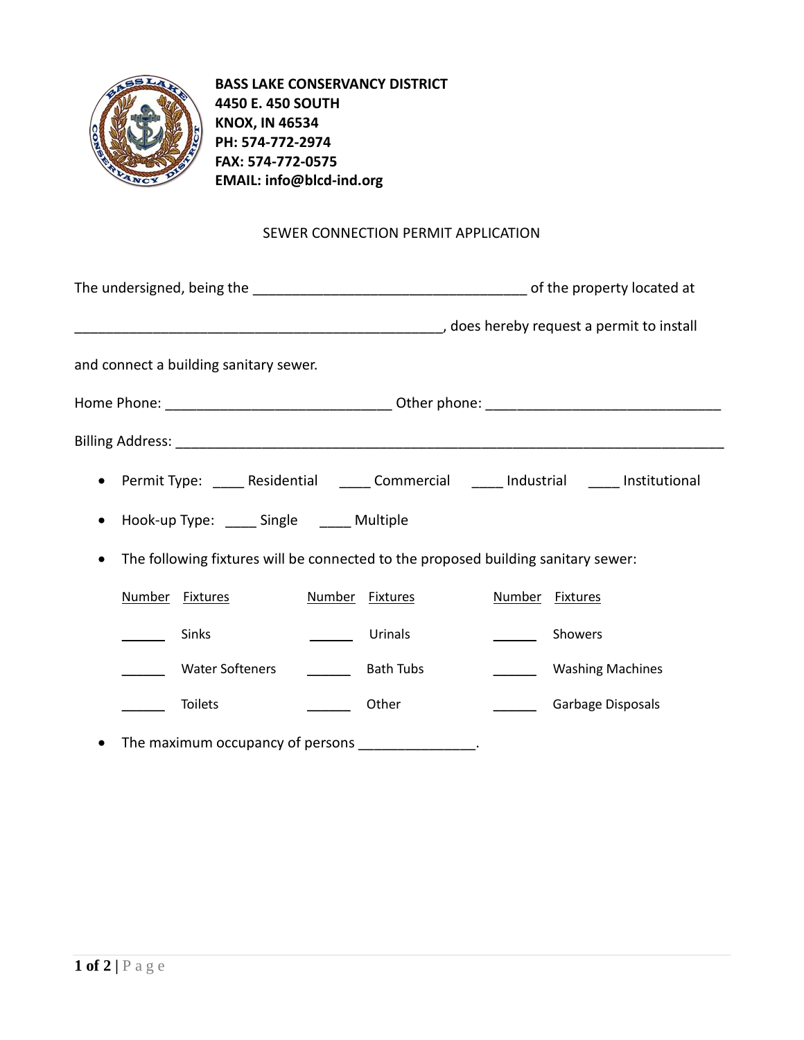**BASS LAKE CONSERVANCY DISTRICT**
**4450 E. 450 SOUTH**
**KNOX, IN 46534**
**PH: 574-772-2974**
**FAX: 574-772-0575**
**EMAIL: info@blcd-ind.org**

SEWER CONNECTION PERMIT APPLICATION

The undersigned, being the ___________________________________ of the property located at

_______________________________________________, does hereby request a permit to install

and connect a building sanitary sewer.

Home Phone: ____________________________ Other phone: ______________________________

Billing Address: ______________________________________________________________________

- Permit Type: ____ Residential ____ Commercial ____ Industrial ____ Institutional
- Hook-up Type: ____ Single ____ Multiple
- The following fixtures will be connected to the proposed building sanitary sewer:

| Number | Fixtures | Number | Fixtures | Number | Fixtures |
|---|---|---|---|---|---|
| ______ | Sinks | ______ | Urinals | ______ | Showers |
| ______ | Water Softeners | ______ | Bath Tubs | ______ | Washing Machines |
| ______ | Toilets | ______ | Other | ______ | Garbage Disposals |

- The maximum occupancy of persons _______________.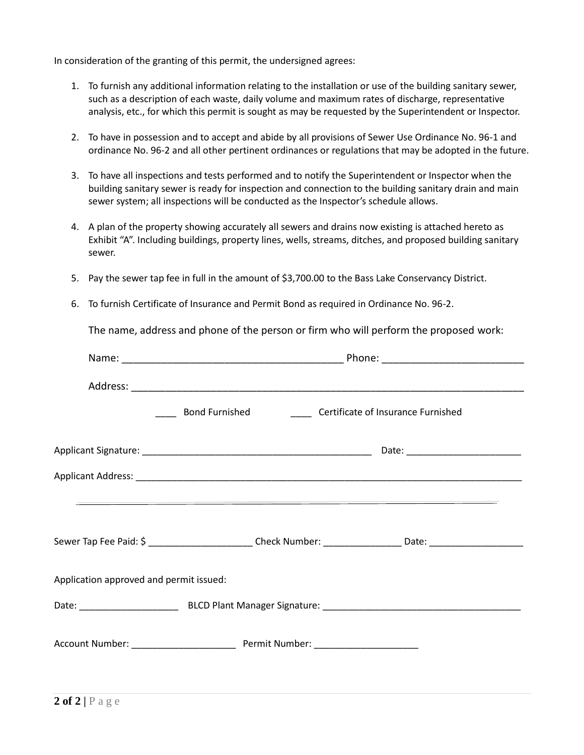In consideration of the granting of this permit, the undersigned agrees:

1. To furnish any additional information relating to the installation or use of the building sanitary sewer, such as a description of each waste, daily volume and maximum rates of discharge, representative analysis, etc., for which this permit is sought as may be requested by the Superintendent or Inspector.

2. To have in possession and to accept and abide by all provisions of Sewer Use Ordinance No. 96-1 and ordinance No. 96-2 and all other pertinent ordinances or regulations that may be adopted in the future.

3. To have all inspections and tests performed and to notify the Superintendent or Inspector when the building sanitary sewer is ready for inspection and connection to the building sanitary drain and main sewer system; all inspections will be conducted as the Inspector's schedule allows.

4. A plan of the property showing accurately all sewers and drains now existing is attached hereto as Exhibit "A". Including buildings, property lines, wells, streams, ditches, and proposed building sanitary sewer.

5. Pay the sewer tap fee in full in the amount of $3,700.00 to the Bass Lake Conservancy District.

6. To furnish Certificate of Insurance and Permit Bond as required in Ordinance No. 96-2.

The name, address and phone of the person or firm who will perform the proposed work:

Name: ________________________________________ Phone: _________________________

Address: ___________________________________________________________________________

____ Bond Furnished ____ Certificate of Insurance Furnished

Applicant Signature: _____________________________________________ Date: ______________________

Applicant Address: ____________________________________________________________________________

---

Sewer Tap Fee Paid: $ ____________________ Check Number: _______________ Date: __________________

Application approved and permit issued:

Date: ___________________ BLCD Plant Manager Signature: ______________________________________

Account Number: ____________________ Permit Number: ____________________